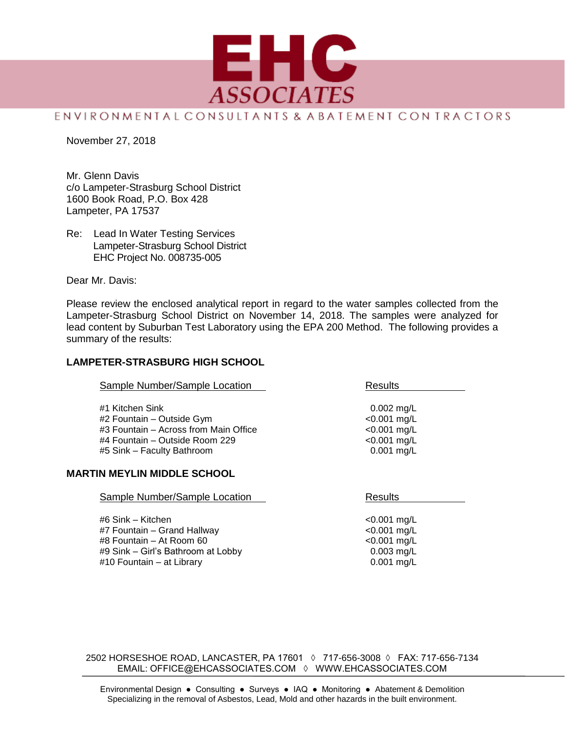# EHC ASSOCIATES

ENVIRONMENTAL CONSULTANTS & ABATEMENT CONTRACTORS

November 27, 2018

Mr. Glenn Davis
c/o Lampeter-Strasburg School District
1600 Book Road, P.O. Box 428
Lampeter, PA 17537

Re: Lead In Water Testing Services
Lampeter-Strasburg School District
EHC Project No. 008735-005

Dear Mr. Davis:

Please review the enclosed analytical report in regard to the water samples collected from the Lampeter-Strasburg School District on November 14, 2018. The samples were analyzed for lead content by Suburban Test Laboratory using the EPA 200 Method. The following provides a summary of the results:

## LAMPETER-STRASBURG HIGH SCHOOL

| Sample Number/Sample Location | Results |
|---|---|
| #1 Kitchen Sink | 0.002 mg/L |
| #2 Fountain – Outside Gym | <0.001 mg/L |
| #3 Fountain – Across from Main Office | <0.001 mg/L |
| #4 Fountain – Outside Room 229 | <0.001 mg/L |
| #5 Sink – Faculty Bathroom | 0.001 mg/L |

## MARTIN MEYLIN MIDDLE SCHOOL

| Sample Number/Sample Location | Results |
|---|---|
| #6 Sink – Kitchen | <0.001 mg/L |
| #7 Fountain – Grand Hallway | <0.001 mg/L |
| #8 Fountain – At Room 60 | <0.001 mg/L |
| #9 Sink – Girl's Bathroom at Lobby | 0.003 mg/L |
| #10 Fountain – at Library | 0.001 mg/L |

2502 HORSESHOE ROAD, LANCASTER, PA 17601 ◊ 717-656-3008 ◊ FAX: 717-656-7134
EMAIL: OFFICE@EHCASSOCIATES.COM ◊ WWW.EHCASSOCIATES.COM

Environmental Design ● Consulting ● Surveys ● IAQ ● Monitoring ● Abatement & Demolition
Specializing in the removal of Asbestos, Lead, Mold and other hazards in the built environment.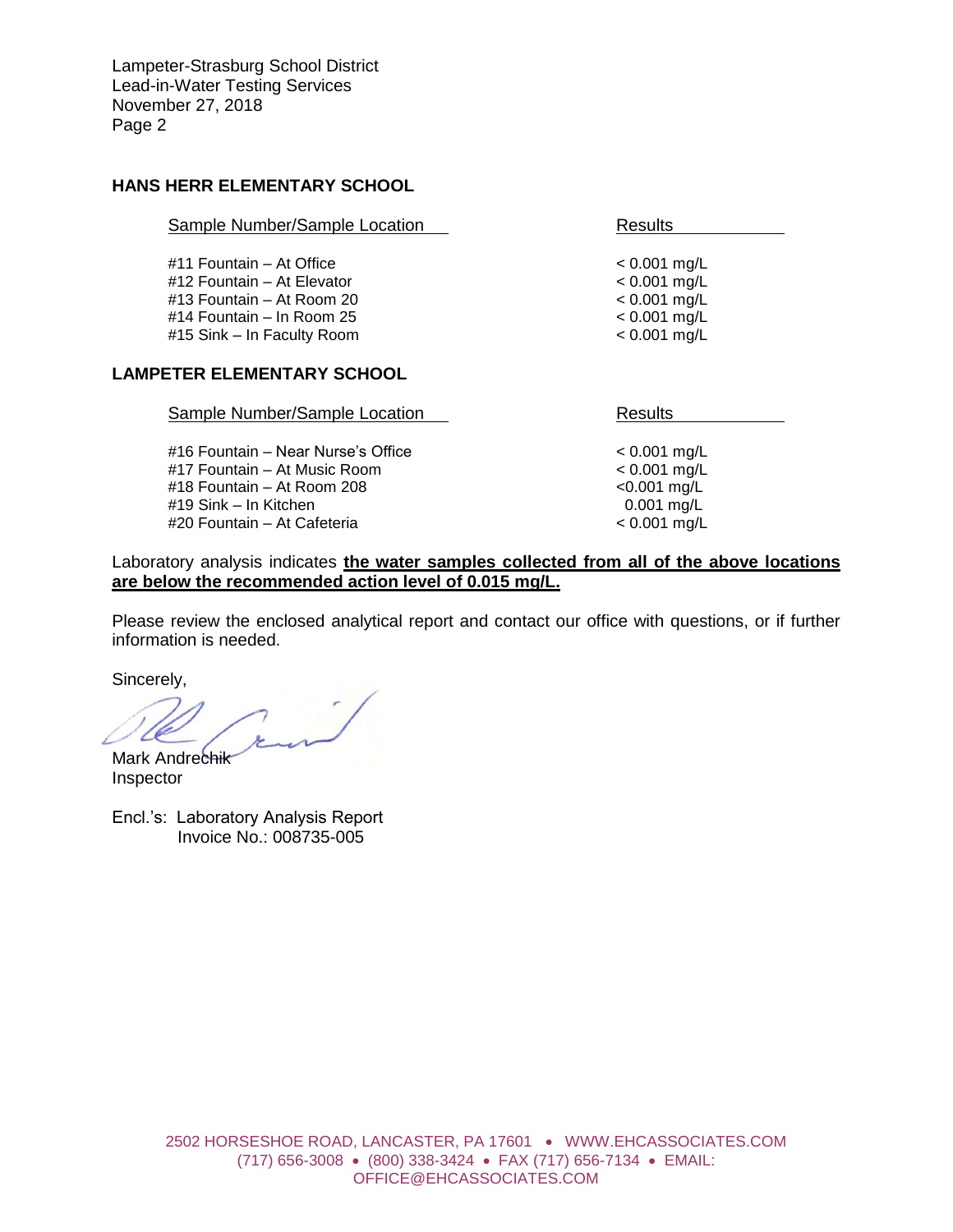Lampeter-Strasburg School District
Lead-in-Water Testing Services
November 27, 2018
Page 2

## HANS HERR ELEMENTARY SCHOOL

| Sample Number/Sample Location | Results |
|---|---|
| #11 Fountain – At Office | < 0.001 mg/L |
| #12 Fountain – At Elevator | < 0.001 mg/L |
| #13 Fountain – At Room 20 | < 0.001 mg/L |
| #14 Fountain – In Room 25 | < 0.001 mg/L |
| #15 Sink – In Faculty Room | < 0.001 mg/L |

## LAMPETER ELEMENTARY SCHOOL

| Sample Number/Sample Location | Results |
|---|---|
| #16 Fountain – Near Nurse's Office | < 0.001 mg/L |
| #17 Fountain – At Music Room | < 0.001 mg/L |
| #18 Fountain – At Room 208 | <0.001 mg/L |
| #19 Sink – In Kitchen | 0.001 mg/L |
| #20 Fountain – At Cafeteria | < 0.001 mg/L |

Laboratory analysis indicates **the water samples collected from all of the above locations are below the recommended action level of 0.015 mg/L.**

Please review the enclosed analytical report and contact our office with questions, or if further information is needed.

Sincerely,

Mark Andrechik
Inspector

Encl.'s: Laboratory Analysis Report
Invoice No.: 008735-005

2502 HORSESHOE ROAD, LANCASTER, PA 17601 • WWW.EHCASSOCIATES.COM
(717) 656-3008 • (800) 338-3424 • FAX (717) 656-7134 • EMAIL: OFFICE@EHCASSOCIATES.COM